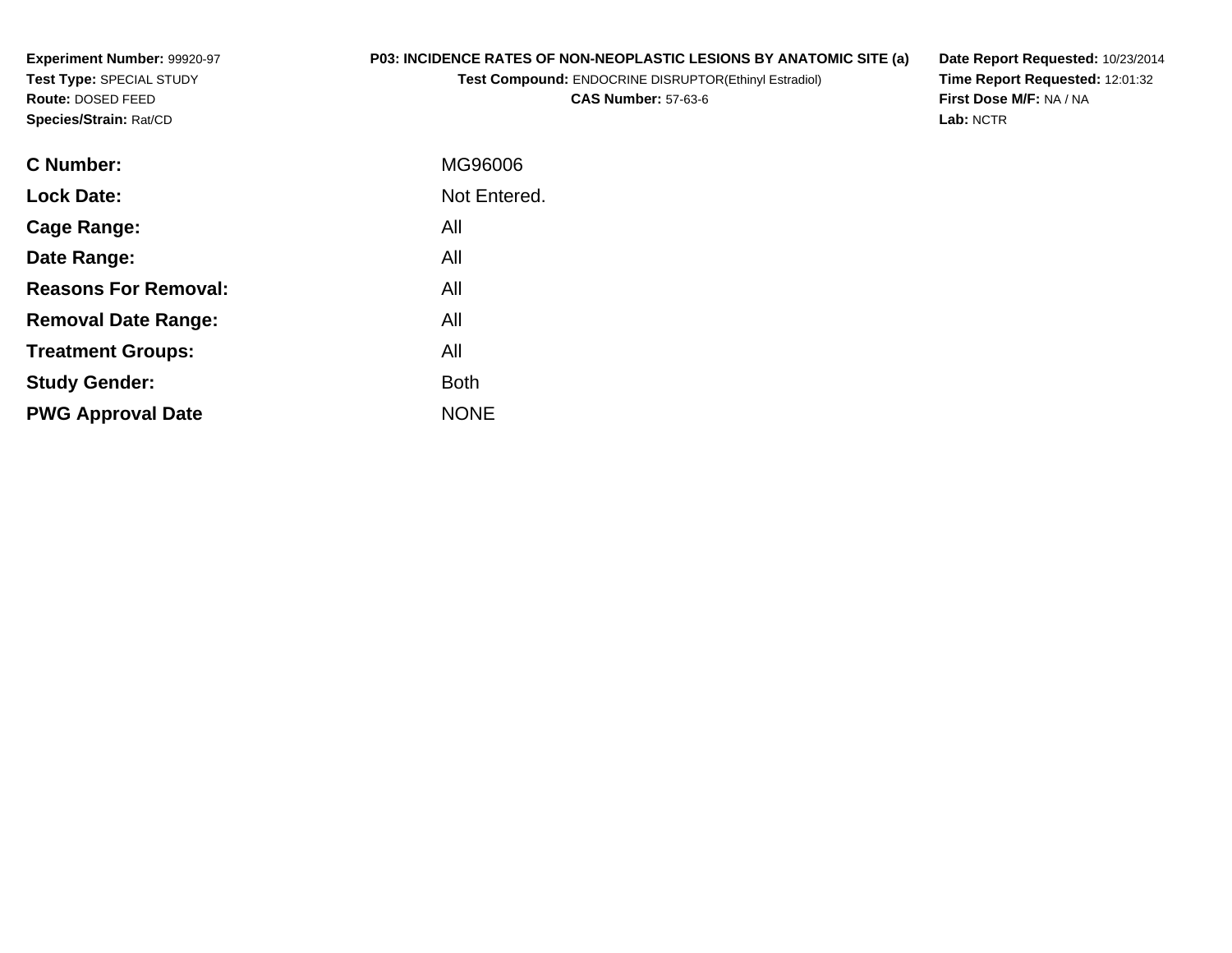**Experiment Number:** 99920-97
**Test Type:** SPECIAL STUDY
**Route:** DOSED FEED
**Species/Strain:** Rat/CD

**P03: INCIDENCE RATES OF NON-NEOPLASTIC LESIONS BY ANATOMIC SITE (a)**
**Test Compound:** ENDOCRINE DISRUPTOR(Ethinyl Estradiol)
**CAS Number:** 57-63-6

**Date Report Requested:** 10/23/2014
**Time Report Requested:** 12:01:32
**First Dose M/F:** NA / NA
**Lab:** NCTR

| | |
|---|---|
| **C Number:** | MG96006 |
| **Lock Date:** | Not Entered. |
| **Cage Range:** | All |
| **Date Range:** | All |
| **Reasons For Removal:** | All |
| **Removal Date Range:** | All |
| **Treatment Groups:** | All |
| **Study Gender:** | Both |
| **PWG Approval Date** | NONE |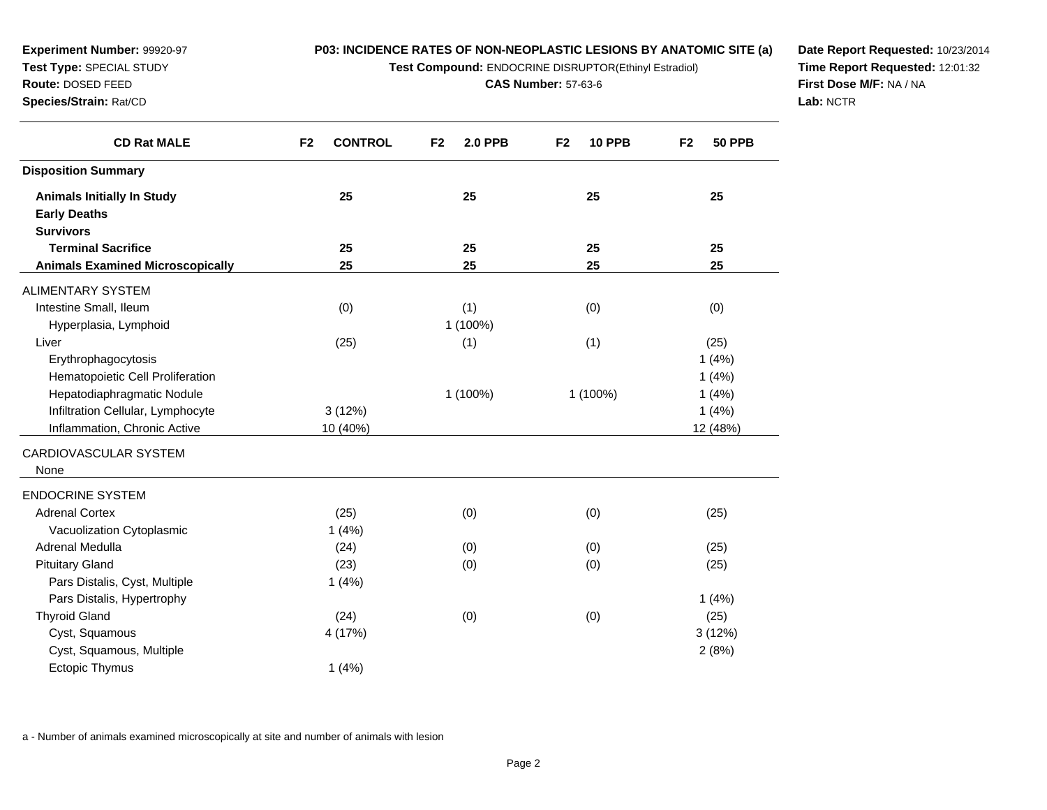**Experiment Number:** 99920-97
**Test Type:** SPECIAL STUDY
**Route:** DOSED FEED
**Species/Strain:** Rat/CD

**P03: INCIDENCE RATES OF NON-NEOPLASTIC LESIONS BY ANATOMIC SITE (a)**
**Test Compound:** ENDOCRINE DISRUPTOR(Ethinyl Estradiol)
**CAS Number:** 57-63-6

**Date Report Requested:** 10/23/2014
**Time Report Requested:** 12:01:32
**First Dose M/F:** NA / NA
**Lab:** NCTR

| CD Rat MALE | F2 CONTROL | F2 2.0 PPB | F2 10 PPB | F2 50 PPB |
|---|---|---|---|---|
| **Disposition Summary** | | | | |
| **Animals Initially In Study** | 25 | 25 | 25 | 25 |
| **Early Deaths** | | | | |
| **Survivors** | | | | |
| **Terminal Sacrifice** | 25 | 25 | 25 | 25 |
| **Animals Examined Microscopically** | 25 | 25 | 25 | 25 |
| ALIMENTARY SYSTEM | | | | |
| Intestine Small, Ileum | (0) | (1) | (0) | (0) |
| Hyperplasia, Lymphoid | | 1 (100%) | | |
| Liver | (25) | (1) | (1) | (25) |
| Erythrophagocytosis | | | | 1 (4%) |
| Hematopoietic Cell Proliferation | | | | 1 (4%) |
| Hepatodiaphragmatic Nodule | | 1 (100%) | 1 (100%) | 1 (4%) |
| Infiltration Cellular, Lymphocyte | 3 (12%) | | | 1 (4%) |
| Inflammation, Chronic Active | 10 (40%) | | | 12 (48%) |
| CARDIOVASCULAR SYSTEM | | | | |
| None | | | | |
| ENDOCRINE SYSTEM | | | | |
| Adrenal Cortex | (25) | (0) | (0) | (25) |
| Vacuolization Cytoplasmic | 1 (4%) | | | |
| Adrenal Medulla | (24) | (0) | (0) | (25) |
| Pituitary Gland | (23) | (0) | (0) | (25) |
| Pars Distalis, Cyst, Multiple | 1 (4%) | | | |
| Pars Distalis, Hypertrophy | | | | 1 (4%) |
| Thyroid Gland | (24) | (0) | (0) | (25) |
| Cyst, Squamous | 4 (17%) | | | 3 (12%) |
| Cyst, Squamous, Multiple | | | | 2 (8%) |
| Ectopic Thymus | 1 (4%) | | | |

a - Number of animals examined microscopically at site and number of animals with lesion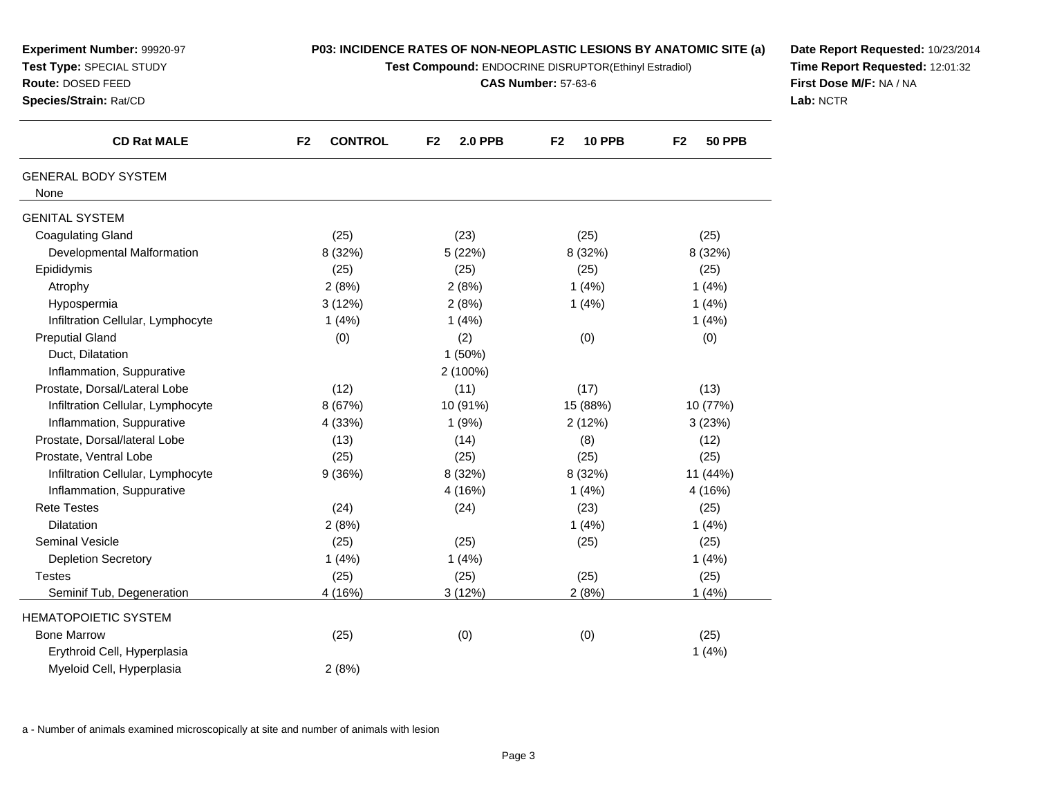**Experiment Number:** 99920-97
**Test Type:** SPECIAL STUDY
**Route:** DOSED FEED
**Species/Strain:** Rat/CD

**P03: INCIDENCE RATES OF NON-NEOPLASTIC LESIONS BY ANATOMIC SITE (a)**
**Test Compound:** ENDOCRINE DISRUPTOR(Ethinyl Estradiol)
**CAS Number:** 57-63-6

**Date Report Requested:** 10/23/2014
**Time Report Requested:** 12:01:32
**First Dose M/F:** NA / NA
**Lab:** NCTR

| CD Rat MALE | F2 CONTROL | F2 2.0 PPB | F2 10 PPB | F2 50 PPB |
|---|---|---|---|---|
| GENERAL BODY SYSTEM | | | | |
| None | | | | |
| GENITAL SYSTEM | | | | |
| Coagulating Gland | (25) | (23) | (25) | (25) |
| Developmental Malformation | 8 (32%) | 5 (22%) | 8 (32%) | 8 (32%) |
| Epididymis | (25) | (25) | (25) | (25) |
| Atrophy | 2 (8%) | 2 (8%) | 1 (4%) | 1 (4%) |
| Hypospermia | 3 (12%) | 2 (8%) | 1 (4%) | 1 (4%) |
| Infiltration Cellular, Lymphocyte | 1 (4%) | 1 (4%) | | 1 (4%) |
| Preputial Gland | (0) | (2) | (0) | (0) |
| Duct, Dilatation | | 1 (50%) | | |
| Inflammation, Suppurative | | 2 (100%) | | |
| Prostate, Dorsal/Lateral Lobe | (12) | (11) | (17) | (13) |
| Infiltration Cellular, Lymphocyte | 8 (67%) | 10 (91%) | 15 (88%) | 10 (77%) |
| Inflammation, Suppurative | 4 (33%) | 1 (9%) | 2 (12%) | 3 (23%) |
| Prostate, Dorsal/lateral Lobe | (13) | (14) | (8) | (12) |
| Prostate, Ventral Lobe | (25) | (25) | (25) | (25) |
| Infiltration Cellular, Lymphocyte | 9 (36%) | 8 (32%) | 8 (32%) | 11 (44%) |
| Inflammation, Suppurative | | 4 (16%) | 1 (4%) | 4 (16%) |
| Rete Testes | (24) | (24) | (23) | (25) |
| Dilatation | 2 (8%) | | 1 (4%) | 1 (4%) |
| Seminal Vesicle | (25) | (25) | (25) | (25) |
| Depletion Secretory | 1 (4%) | 1 (4%) | | 1 (4%) |
| Testes | (25) | (25) | (25) | (25) |
| Seminif Tub, Degeneration | 4 (16%) | 3 (12%) | 2 (8%) | 1 (4%) |
| HEMATOPOIETIC SYSTEM | | | | |
| Bone Marrow | (25) | (0) | (0) | (25) |
| Erythroid Cell, Hyperplasia | | | | 1 (4%) |
| Myeloid Cell, Hyperplasia | 2 (8%) | | | |

a - Number of animals examined microscopically at site and number of animals with lesion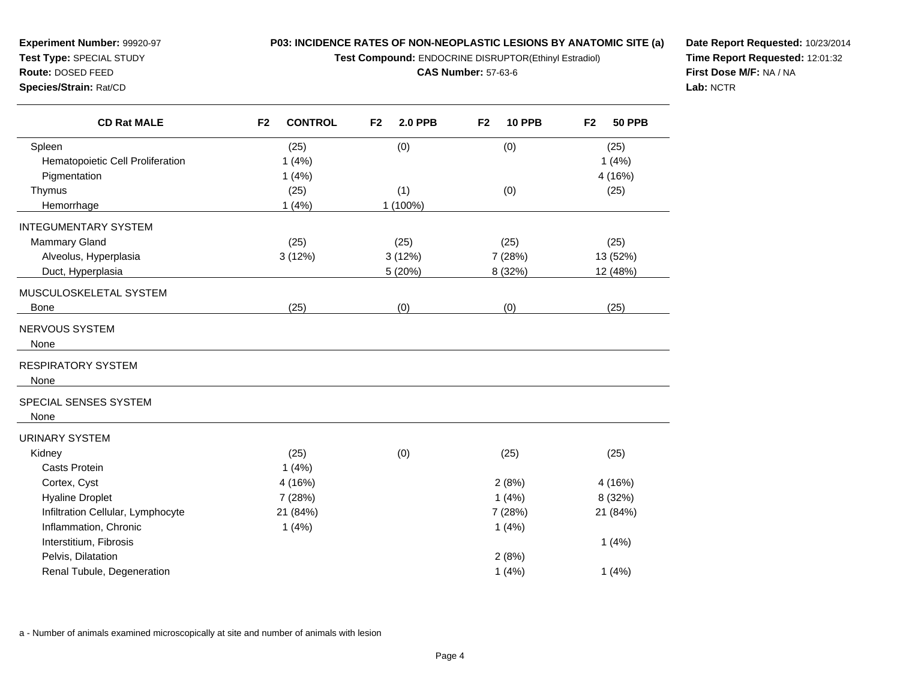**Experiment Number:** 99920-97
**Test Type:** SPECIAL STUDY
**Route:** DOSED FEED
**Species/Strain:** Rat/CD

**P03: INCIDENCE RATES OF NON-NEOPLASTIC LESIONS BY ANATOMIC SITE (a)**
**Test Compound:** ENDOCRINE DISRUPTOR(Ethinyl Estradiol)
**CAS Number:** 57-63-6

**Date Report Requested:** 10/23/2014
**Time Report Requested:** 12:01:32
**First Dose M/F:** NA / NA
**Lab:** NCTR

| CD Rat MALE | F2 CONTROL | F2 2.0 PPB | F2 10 PPB | F2 50 PPB |
|---|---|---|---|---|
| Spleen | (25) | (0) | (0) | (25) |
| Hematopoietic Cell Proliferation | 1 (4%) | | | 1 (4%) |
| Pigmentation | 1 (4%) | | | 4 (16%) |
| Thymus | (25) | (1) | (0) | (25) |
| Hemorrhage | 1 (4%) | 1 (100%) | | |
| INTEGUMENTARY SYSTEM | | | | |
| Mammary Gland | (25) | (25) | (25) | (25) |
| Alveolus, Hyperplasia | 3 (12%) | 3 (12%) | 7 (28%) | 13 (52%) |
| Duct, Hyperplasia | | 5 (20%) | 8 (32%) | 12 (48%) |
| MUSCULOSKELETAL SYSTEM | | | | |
| Bone | (25) | (0) | (0) | (25) |
| NERVOUS SYSTEM | | | | |
| None | | | | |
| RESPIRATORY SYSTEM | | | | |
| None | | | | |
| SPECIAL SENSES SYSTEM | | | | |
| None | | | | |
| URINARY SYSTEM | | | | |
| Kidney | (25) | (0) | (25) | (25) |
| Casts Protein | 1 (4%) | | | |
| Cortex, Cyst | 4 (16%) | | 2 (8%) | 4 (16%) |
| Hyaline Droplet | 7 (28%) | | 1 (4%) | 8 (32%) |
| Infiltration Cellular, Lymphocyte | 21 (84%) | | 7 (28%) | 21 (84%) |
| Inflammation, Chronic | 1 (4%) | | 1 (4%) | |
| Interstitium, Fibrosis | | | | 1 (4%) |
| Pelvis, Dilatation | | | 2 (8%) | |
| Renal Tubule, Degeneration | | | 1 (4%) | 1 (4%) |

a - Number of animals examined microscopically at site and number of animals with lesion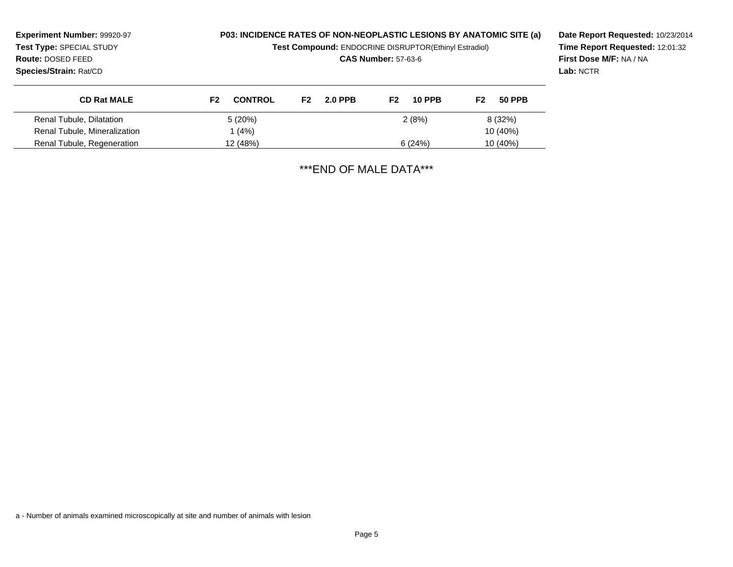**Experiment Number:** 99920-97
**Test Type:** SPECIAL STUDY
**Route:** DOSED FEED
**Species/Strain:** Rat/CD

**P03: INCIDENCE RATES OF NON-NEOPLASTIC LESIONS BY ANATOMIC SITE (a)**
**Test Compound:** ENDOCRINE DISRUPTOR(Ethinyl Estradiol)
**CAS Number:** 57-63-6

**Date Report Requested:** 10/23/2014
**Time Report Requested:** 12:01:32
**First Dose M/F:** NA / NA
**Lab:** NCTR

| CD Rat MALE | F2 CONTROL | F2 2.0 PPB | F2 10 PPB | F2 50 PPB |
|---|---|---|---|---|
| Renal Tubule, Dilatation | 5 (20%) | | 2 (8%) | 8 (32%) |
| Renal Tubule, Mineralization | 1 (4%) | | | 10 (40%) |
| Renal Tubule, Regeneration | 12 (48%) | | 6 (24%) | 10 (40%) |

***END OF MALE DATA***

a - Number of animals examined microscopically at site and number of animals with lesion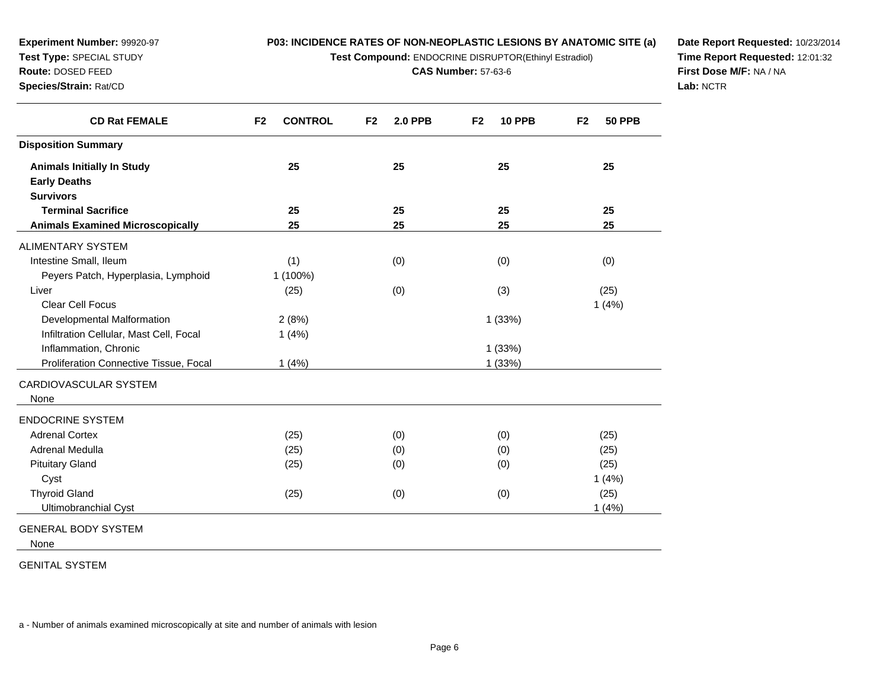**Experiment Number:** 99920-97
**Test Type:** SPECIAL STUDY
**Route:** DOSED FEED
**Species/Strain:** Rat/CD

**P03: INCIDENCE RATES OF NON-NEOPLASTIC LESIONS BY ANATOMIC SITE (a)**
**Test Compound:** ENDOCRINE DISRUPTOR(Ethinyl Estradiol)
**CAS Number:** 57-63-6

**Date Report Requested:** 10/23/2014
**Time Report Requested:** 12:01:32
**First Dose M/F:** NA / NA
**Lab:** NCTR

| CD Rat FEMALE | F2 CONTROL | F2 2.0 PPB | F2 10 PPB | F2 50 PPB |
|---|---|---|---|---|
| **Disposition Summary** | | | | |
| **Animals Initially In Study** | 25 | 25 | 25 | 25 |
| **Early Deaths** | | | | |
| **Survivors** | | | | |
| **Terminal Sacrifice** | 25 | 25 | 25 | 25 |
| **Animals Examined Microscopically** | 25 | 25 | 25 | 25 |
| ALIMENTARY SYSTEM | | | | |
| Intestine Small, Ileum | (1) | (0) | (0) | (0) |
| Peyers Patch, Hyperplasia, Lymphoid | 1 (100%) | | | |
| Liver | (25) | (0) | (3) | (25) |
| Clear Cell Focus | | | | 1 (4%) |
| Developmental Malformation | 2 (8%) | | 1 (33%) | |
| Infiltration Cellular, Mast Cell, Focal | 1 (4%) | | | |
| Inflammation, Chronic | | | 1 (33%) | |
| Proliferation Connective Tissue, Focal | 1 (4%) | | 1 (33%) | |
| CARDIOVASCULAR SYSTEM | | | | |
| None | | | | |
| ENDOCRINE SYSTEM | | | | |
| Adrenal Cortex | (25) | (0) | (0) | (25) |
| Adrenal Medulla | (25) | (0) | (0) | (25) |
| Pituitary Gland | (25) | (0) | (0) | (25) |
| Cyst | | | | 1 (4%) |
| Thyroid Gland | (25) | (0) | (0) | (25) |
| Ultimobranchial Cyst | | | | 1 (4%) |
| GENERAL BODY SYSTEM | | | | |
| None | | | | |
| GENITAL SYSTEM | | | | |

a - Number of animals examined microscopically at site and number of animals with lesion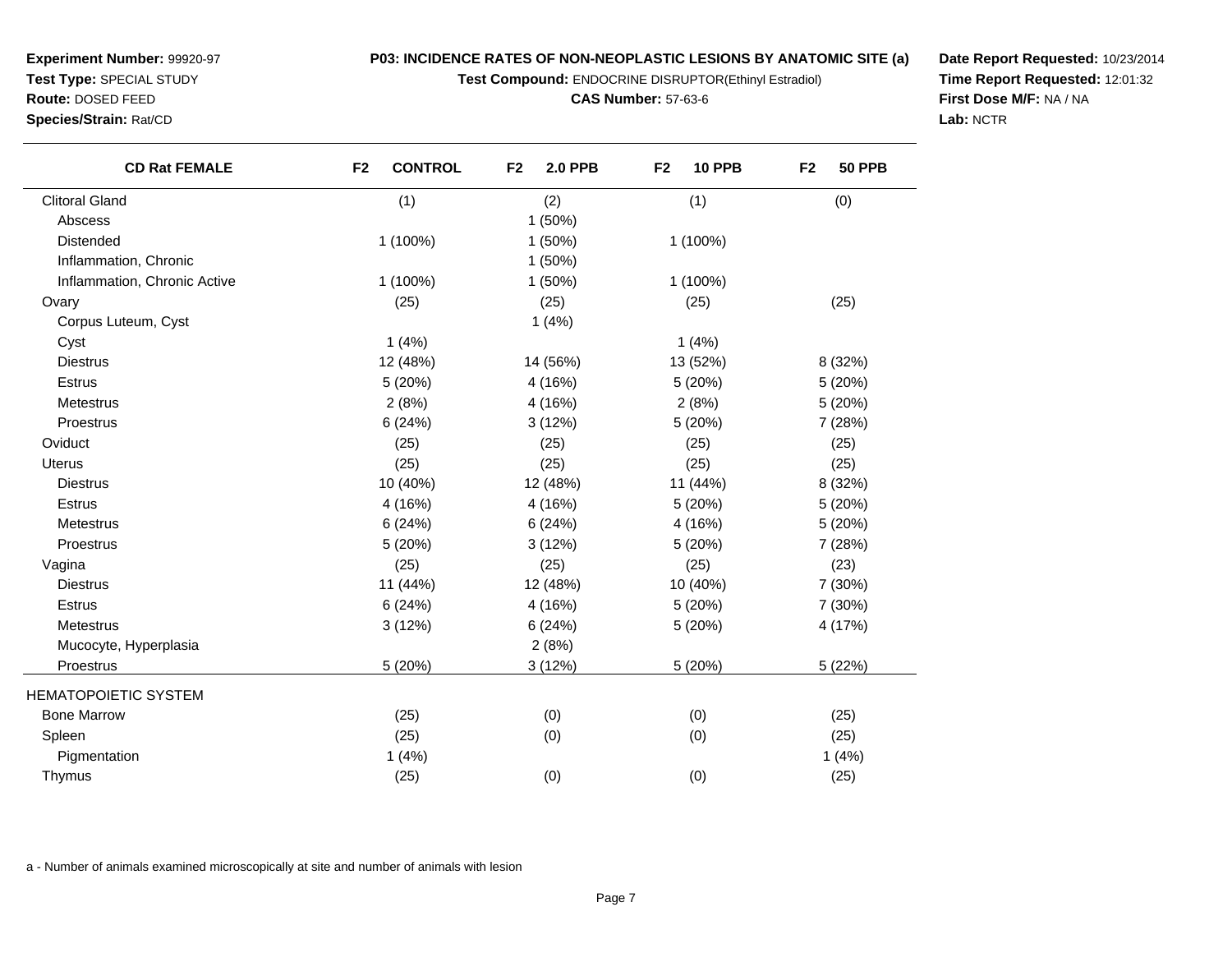**Experiment Number:** 99920-97
**Test Type:** SPECIAL STUDY
**Route:** DOSED FEED
**Species/Strain:** Rat/CD

**P03: INCIDENCE RATES OF NON-NEOPLASTIC LESIONS BY ANATOMIC SITE (a)**
**Test Compound:** ENDOCRINE DISRUPTOR(Ethinyl Estradiol)
**CAS Number:** 57-63-6

**Date Report Requested:** 10/23/2014
**Time Report Requested:** 12:01:32
**First Dose M/F:** NA / NA
**Lab:** NCTR

| CD Rat FEMALE | F2 CONTROL | F2 2.0 PPB | F2 10 PPB | F2 50 PPB |
|---|---|---|---|---|
| Clitoral Gland | (1) | (2) | (1) | (0) |
| Abscess | | 1 (50%) | | |
| Distended | 1 (100%) | 1 (50%) | 1 (100%) | |
| Inflammation, Chronic | | 1 (50%) | | |
| Inflammation, Chronic Active | 1 (100%) | 1 (50%) | 1 (100%) | |
| Ovary | (25) | (25) | (25) | (25) |
| Corpus Luteum, Cyst | | 1 (4%) | | |
| Cyst | 1 (4%) | | 1 (4%) | |
| Diestrus | 12 (48%) | 14 (56%) | 13 (52%) | 8 (32%) |
| Estrus | 5 (20%) | 4 (16%) | 5 (20%) | 5 (20%) |
| Metestrus | 2 (8%) | 4 (16%) | 2 (8%) | 5 (20%) |
| Proestrus | 6 (24%) | 3 (12%) | 5 (20%) | 7 (28%) |
| Oviduct | (25) | (25) | (25) | (25) |
| Uterus | (25) | (25) | (25) | (25) |
| Diestrus | 10 (40%) | 12 (48%) | 11 (44%) | 8 (32%) |
| Estrus | 4 (16%) | 4 (16%) | 5 (20%) | 5 (20%) |
| Metestrus | 6 (24%) | 6 (24%) | 4 (16%) | 5 (20%) |
| Proestrus | 5 (20%) | 3 (12%) | 5 (20%) | 7 (28%) |
| Vagina | (25) | (25) | (25) | (23) |
| Diestrus | 11 (44%) | 12 (48%) | 10 (40%) | 7 (30%) |
| Estrus | 6 (24%) | 4 (16%) | 5 (20%) | 7 (30%) |
| Metestrus | 3 (12%) | 6 (24%) | 5 (20%) | 4 (17%) |
| Mucocyte, Hyperplasia | | 2 (8%) | | |
| Proestrus | 5 (20%) | 3 (12%) | 5 (20%) | 5 (22%) |
| HEMATOPOIETIC SYSTEM | | | | |
| Bone Marrow | (25) | (0) | (0) | (25) |
| Spleen | (25) | (0) | (0) | (25) |
| Pigmentation | 1 (4%) | | | 1 (4%) |
| Thymus | (25) | (0) | (0) | (25) |

a - Number of animals examined microscopically at site and number of animals with lesion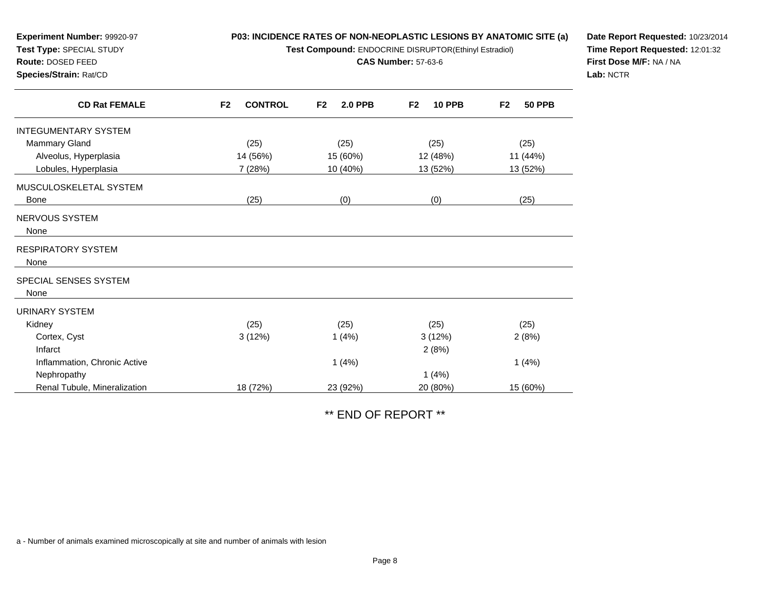**Experiment Number:** 99920-97
**Test Type:** SPECIAL STUDY
**Route:** DOSED FEED
**Species/Strain:** Rat/CD

**P03: INCIDENCE RATES OF NON-NEOPLASTIC LESIONS BY ANATOMIC SITE (a)**
**Test Compound:** ENDOCRINE DISRUPTOR(Ethinyl Estradiol)
**CAS Number:** 57-63-6

**Date Report Requested:** 10/23/2014
**Time Report Requested:** 12:01:32
**First Dose M/F:** NA / NA
**Lab:** NCTR

| CD Rat FEMALE | F2 CONTROL | F2 2.0 PPB | F2 10 PPB | F2 50 PPB |
|---|---|---|---|---|
| INTEGUMENTARY SYSTEM | | | | |
| Mammary Gland | (25) | (25) | (25) | (25) |
| Alveolus, Hyperplasia | 14 (56%) | 15 (60%) | 12 (48%) | 11 (44%) |
| Lobules, Hyperplasia | 7 (28%) | 10 (40%) | 13 (52%) | 13 (52%) |
| MUSCULOSKELETAL SYSTEM | | | | |
| Bone | (25) | (0) | (0) | (25) |
| NERVOUS SYSTEM | | | | |
| None | | | | |
| RESPIRATORY SYSTEM | | | | |
| None | | | | |
| SPECIAL SENSES SYSTEM | | | | |
| None | | | | |
| URINARY SYSTEM | | | | |
| Kidney | (25) | (25) | (25) | (25) |
| Cortex, Cyst | 3 (12%) | 1 (4%) | 3 (12%) | 2 (8%) |
| Infarct | | | 2 (8%) | |
| Inflammation, Chronic Active | | 1 (4%) | | 1 (4%) |
| Nephropathy | | | 1 (4%) | |
| Renal Tubule, Mineralization | 18 (72%) | 23 (92%) | 20 (80%) | 15 (60%) |

** END OF REPORT **

a - Number of animals examined microscopically at site and number of animals with lesion